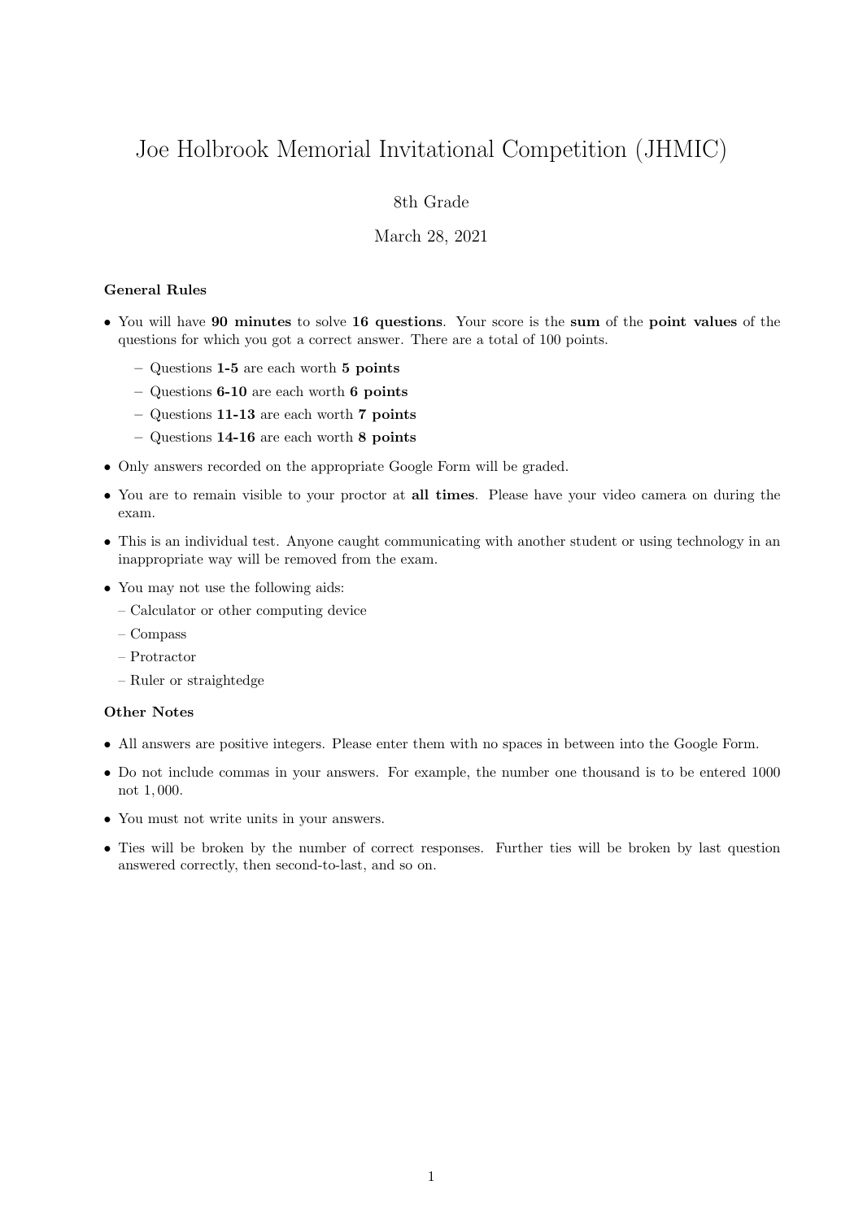# Joe Holbrook Memorial Invitational Competition (JHMIC)

8th Grade

March 28, 2021

### General Rules

- You will have **90 minutes** to solve **16 questions**. Your score is the **sum** of the **point values** of the questions for which you got a correct answer. There are a total of 100 points.
  - Questions **1-5** are each worth **5 points**
  - Questions **6-10** are each worth **6 points**
  - Questions **11-13** are each worth **7 points**
  - Questions **14-16** are each worth **8 points**
- Only answers recorded on the appropriate Google Form will be graded.
- You are to remain visible to your proctor at **all times**. Please have your video camera on during the exam.
- This is an individual test. Anyone caught communicating with another student or using technology in an inappropriate way will be removed from the exam.
- You may not use the following aids:
  - Calculator or other computing device
  - Compass
  - Protractor
  - Ruler or straightedge

### Other Notes

- All answers are positive integers. Please enter them with no spaces in between into the Google Form.
- Do not include commas in your answers. For example, the number one thousand is to be entered 1000 not $1,000$.
- You must not write units in your answers.
- Ties will be broken by the number of correct responses. Further ties will be broken by last question answered correctly, then second-to-last, and so on.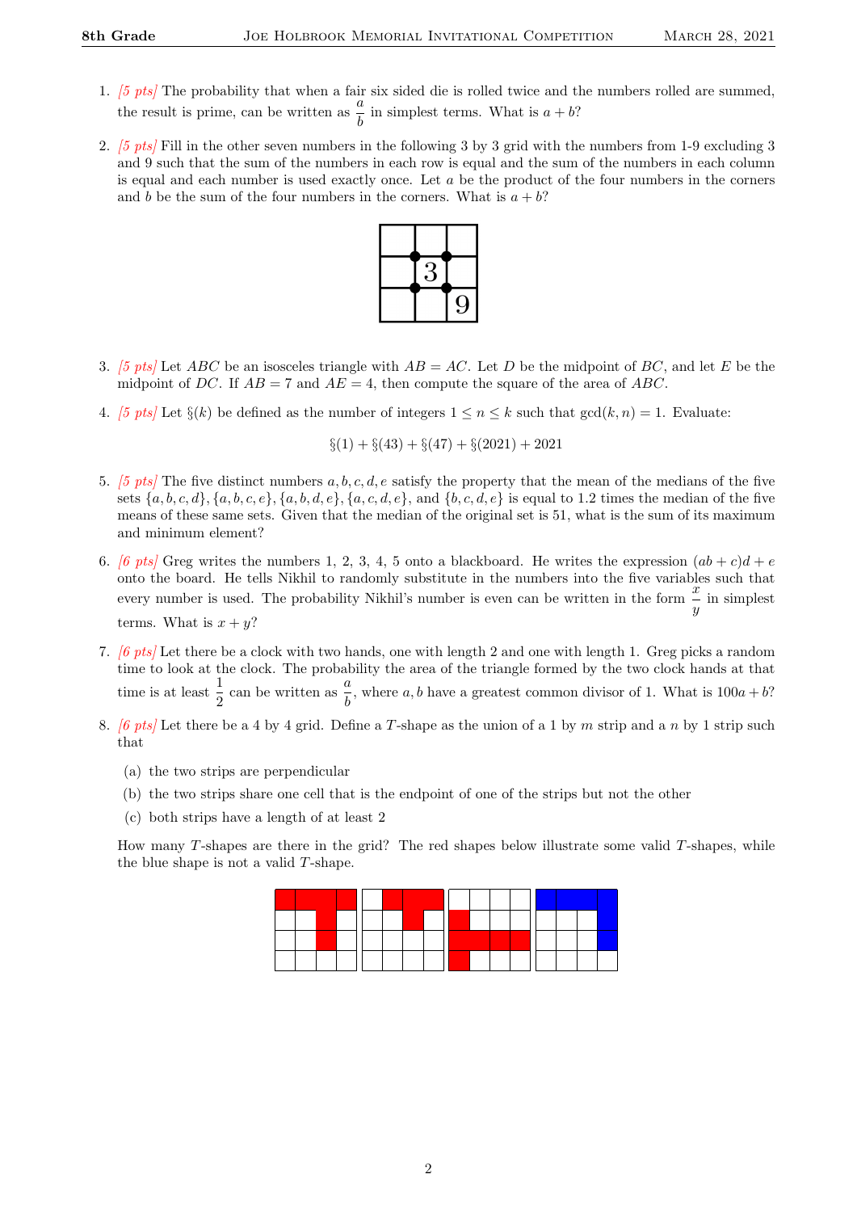1. *[5 pts]* The probability that when a fair six sided die is rolled twice and the numbers rolled are summed, the result is prime, can be written as $\frac{a}{b}$ in simplest terms. What is $a + b$?

2. *[5 pts]* Fill in the other seven numbers in the following 3 by 3 grid with the numbers from 1-9 excluding 3 and 9 such that the sum of the numbers in each row is equal and the sum of the numbers in each column is equal and each number is used exactly once. Let $a$ be the product of the four numbers in the corners and $b$ be the sum of the four numbers in the corners. What is $a + b$?

| | | |
|---|---|---|
| | | |
| | 3 | |
| | | 9 |

3. *[5 pts]* Let $ABC$ be an isosceles triangle with $AB = AC$. Let $D$ be the midpoint of $BC$, and let $E$ be the midpoint of $DC$. If $AB = 7$ and $AE = 4$, then compute the square of the area of $ABC$.

4. *[5 pts]* Let $\S(k)$ be defined as the number of integers $1 \leq n \leq k$ such that $\gcd(k, n) = 1$. Evaluate:

$$\S(1) + \S(43) + \S(47) + \S(2021) + 2021$$

5. *[5 pts]* The five distinct numbers $a, b, c, d, e$ satisfy the property that the mean of the medians of the five sets $\{a, b, c, d\}, \{a, b, c, e\}, \{a, b, d, e\}, \{a, c, d, e\}$, and $\{b, c, d, e\}$ is equal to 1.2 times the median of the five means of these same sets. Given that the median of the original set is 51, what is the sum of its maximum and minimum element?

6. *[6 pts]* Greg writes the numbers 1, 2, 3, 4, 5 onto a blackboard. He writes the expression $(ab + c)d + e$ onto the board. He tells Nikhil to randomly substitute in the numbers into the five variables such that every number is used. The probability Nikhil's number is even can be written in the form $\frac{x}{y}$ in simplest terms. What is $x + y$?

7. *[6 pts]* Let there be a clock with two hands, one with length 2 and one with length 1. Greg picks a random time to look at the clock. The probability the area of the triangle formed by the two clock hands at that time is at least $\frac{1}{2}$ can be written as $\frac{a}{b}$, where $a, b$ have a greatest common divisor of 1. What is $100a + b$?

8. *[6 pts]* Let there be a 4 by 4 grid. Define a $T$-shape as the union of a 1 by $m$ strip and a $n$ by 1 strip such that

   (a) the two strips are perpendicular

   (b) the two strips share one cell that is the endpoint of one of the strips but not the other

   (c) both strips have a length of at least 2

   How many $T$-shapes are there in the grid? The red shapes below illustrate some valid $T$-shapes, while the blue shape is not a valid $T$-shape.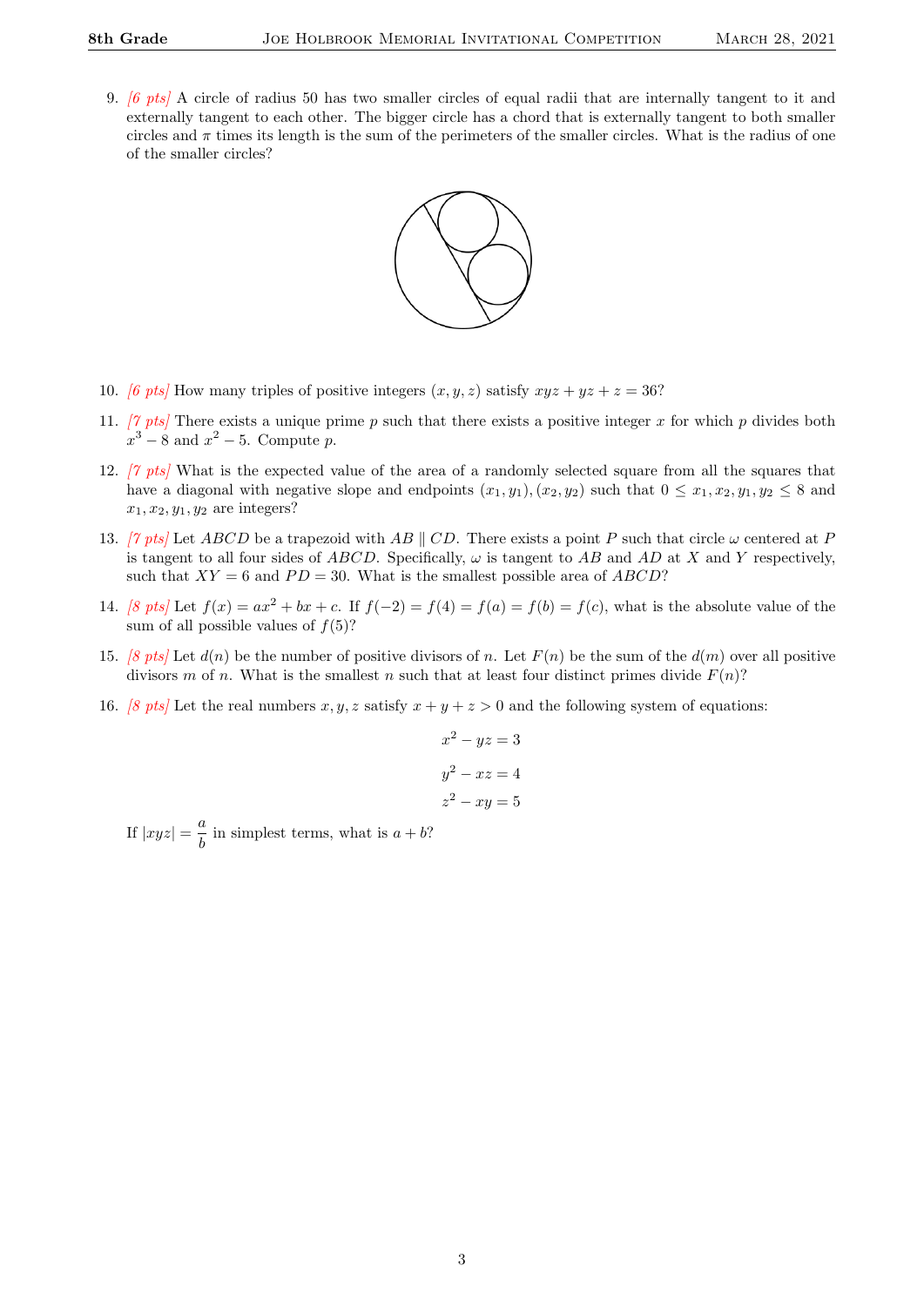9. *[6 pts]* A circle of radius 50 has two smaller circles of equal radii that are internally tangent to it and externally tangent to each other. The bigger circle has a chord that is externally tangent to both smaller circles and $\pi$ times its length is the sum of the perimeters of the smaller circles. What is the radius of one of the smaller circles?

10. *[6 pts]* How many triples of positive integers $(x, y, z)$ satisfy $xyz + yz + z = 36$?

11. *[7 pts]* There exists a unique prime $p$ such that there exists a positive integer $x$ for which $p$ divides both $x^3 - 8$ and $x^2 - 5$. Compute $p$.

12. *[7 pts]* What is the expected value of the area of a randomly selected square from all the squares that have a diagonal with negative slope and endpoints $(x_1, y_1), (x_2, y_2)$ such that $0 \leq x_1, x_2, y_1, y_2 \leq 8$ and $x_1, x_2, y_1, y_2$ are integers?

13. *[7 pts]* Let $ABCD$ be a trapezoid with $AB \parallel CD$. There exists a point $P$ such that circle $\omega$ centered at $P$ is tangent to all four sides of $ABCD$. Specifically, $\omega$ is tangent to $AB$ and $AD$ at $X$ and $Y$ respectively, such that $XY = 6$ and $PD = 30$. What is the smallest possible area of $ABCD$?

14. *[8 pts]* Let $f(x) = ax^2 + bx + c$. If $f(-2) = f(4) = f(a) = f(b) = f(c)$, what is the absolute value of the sum of all possible values of $f(5)$?

15. *[8 pts]* Let $d(n)$ be the number of positive divisors of $n$. Let $F(n)$ be the sum of the $d(m)$ over all positive divisors $m$ of $n$. What is the smallest $n$ such that at least four distinct primes divide $F(n)$?

16. *[8 pts]* Let the real numbers $x, y, z$ satisfy $x + y + z > 0$ and the following system of equations:

$$x^2 - yz = 3$$

$$y^2 - xz = 4$$

$$z^2 - xy = 5$$

If $|xyz| = \dfrac{a}{b}$ in simplest terms, what is $a + b$?